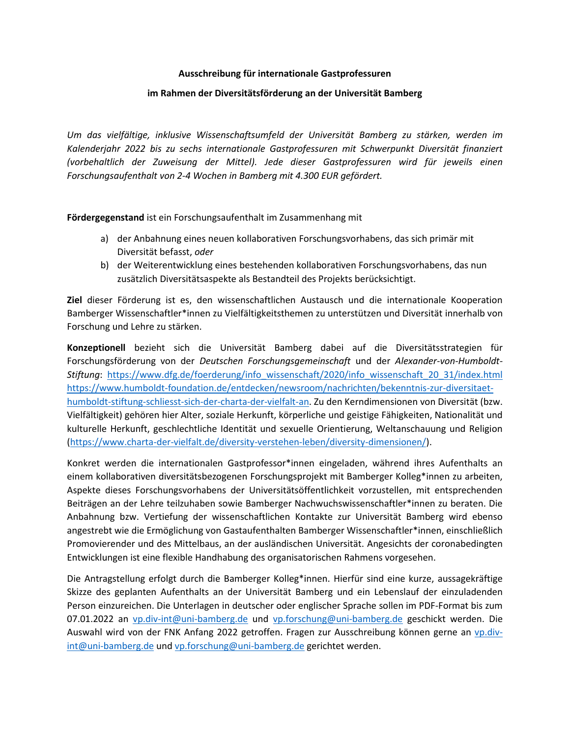**Ausschreibung für internationale Gastprofessuren**

**im Rahmen der Diversitätsförderung an der Universität Bamberg**

*Um das vielfältige, inklusive Wissenschaftsumfeld der Universität Bamberg zu stärken, werden im Kalenderjahr 2022 bis zu sechs internationale Gastprofessuren mit Schwerpunkt Diversität finanziert (vorbehaltlich der Zuweisung der Mittel). Jede dieser Gastprofessuren wird für jeweils einen Forschungsaufenthalt von 2-4 Wochen in Bamberg mit 4.300 EUR gefördert.*

**Fördergegenstand** ist ein Forschungsaufenthalt im Zusammenhang mit

a) der Anbahnung eines neuen kollaborativen Forschungsvorhabens, das sich primär mit Diversität befasst, *oder*
b) der Weiterentwicklung eines bestehenden kollaborativen Forschungsvorhabens, das nun zusätzlich Diversitätsaspekte als Bestandteil des Projekts berücksichtigt.

**Ziel** dieser Förderung ist es, den wissenschaftlichen Austausch und die internationale Kooperation Bamberger Wissenschaftler*innen zu Vielfältigkeitsthemen zu unterstützen und Diversität innerhalb von Forschung und Lehre zu stärken.

**Konzeptionell** bezieht sich die Universität Bamberg dabei auf die Diversitätsstrategien für Forschungsförderung von der *Deutschen Forschungsgemeinschaft* und der *Alexander-von-Humboldt-Stiftung*: https://www.dfg.de/foerderung/info_wissenschaft/2020/info_wissenschaft_20_31/index.html https://www.humboldt-foundation.de/entdecken/newsroom/nachrichten/bekenntnis-zur-diversitaet-humboldt-stiftung-schliesst-sich-der-charta-der-vielfalt-an. Zu den Kerndimensionen von Diversität (bzw. Vielfältigkeit) gehören hier Alter, soziale Herkunft, körperliche und geistige Fähigkeiten, Nationalität und kulturelle Herkunft, geschlechtliche Identität und sexuelle Orientierung, Weltanschauung und Religion (https://www.charta-der-vielfalt.de/diversity-verstehen-leben/diversity-dimensionen/).

Konkret werden die internationalen Gastprofessor*innen eingeladen, während ihres Aufenthalts an einem kollaborativen diversitätsbezogenen Forschungsprojekt mit Bamberger Kolleg*innen zu arbeiten, Aspekte dieses Forschungsvorhabens der Universitätsöffentlichkeit vorzustellen, mit entsprechenden Beiträgen an der Lehre teilzuhaben sowie Bamberger Nachwuchswissenschaftler*innen zu beraten. Die Anbahnung bzw. Vertiefung der wissenschaftlichen Kontakte zur Universität Bamberg wird ebenso angestrebt wie die Ermöglichung von Gastaufenthalten Bamberger Wissenschaftler*innen, einschließlich Promovierender und des Mittelbaus, an der ausländischen Universität. Angesichts der coronabedingten Entwicklungen ist eine flexible Handhabung des organisatorischen Rahmens vorgesehen.

Die Antragstellung erfolgt durch die Bamberger Kolleg*innen. Hierfür sind eine kurze, aussagekräftige Skizze des geplanten Aufenthalts an der Universität Bamberg und ein Lebenslauf der einzuladenden Person einzureichen. Die Unterlagen in deutscher oder englischer Sprache sollen im PDF-Format bis zum 07.01.2022 an vp.div-int@uni-bamberg.de und vp.forschung@uni-bamberg.de geschickt werden. Die Auswahl wird von der FNK Anfang 2022 getroffen. Fragen zur Ausschreibung können gerne an vp.div-int@uni-bamberg.de und vp.forschung@uni-bamberg.de gerichtet werden.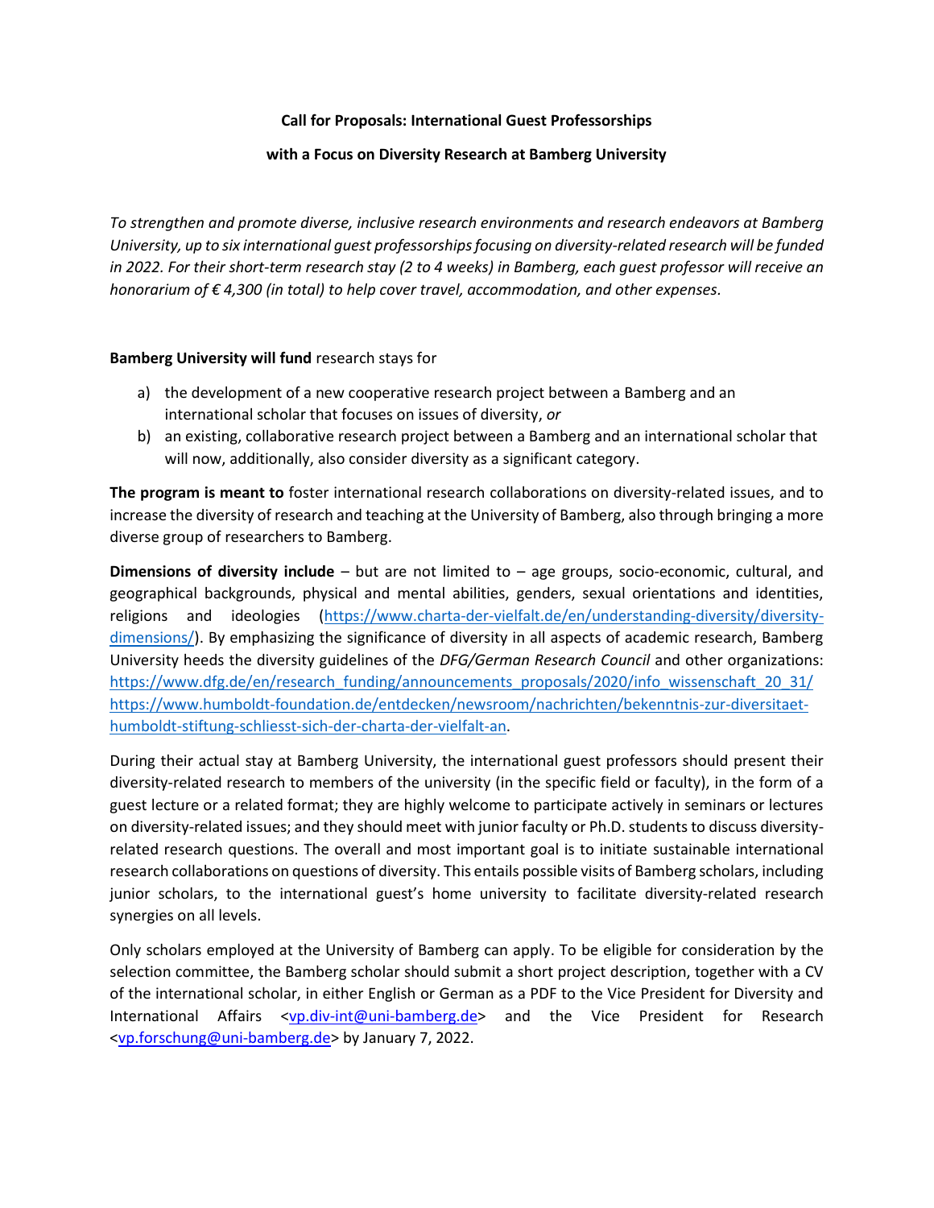**Call for Proposals: International Guest Professorships**

**with a Focus on Diversity Research at Bamberg University**

*To strengthen and promote diverse, inclusive research environments and research endeavors at Bamberg University, up to six international guest professorships focusing on diversity-related research will be funded in 2022. For their short-term research stay (2 to 4 weeks) in Bamberg, each guest professor will receive an honorarium of € 4,300 (in total) to help cover travel, accommodation, and other expenses.*

**Bamberg University will fund** research stays for

a) the development of a new cooperative research project between a Bamberg and an international scholar that focuses on issues of diversity, *or*

b) an existing, collaborative research project between a Bamberg and an international scholar that will now, additionally, also consider diversity as a significant category.

**The program is meant to** foster international research collaborations on diversity-related issues, and to increase the diversity of research and teaching at the University of Bamberg, also through bringing a more diverse group of researchers to Bamberg.

**Dimensions of diversity include** – but are not limited to – age groups, socio-economic, cultural, and geographical backgrounds, physical and mental abilities, genders, sexual orientations and identities, religions and ideologies (https://www.charta-der-vielfalt.de/en/understanding-diversity/diversity-dimensions/). By emphasizing the significance of diversity in all aspects of academic research, Bamberg University heeds the diversity guidelines of the *DFG/German Research Council* and other organizations: https://www.dfg.de/en/research_funding/announcements_proposals/2020/info_wissenschaft_20_31/ https://www.humboldt-foundation.de/entdecken/newsroom/nachrichten/bekenntnis-zur-diversitaet-humboldt-stiftung-schliesst-sich-der-charta-der-vielfalt-an.

During their actual stay at Bamberg University, the international guest professors should present their diversity-related research to members of the university (in the specific field or faculty), in the form of a guest lecture or a related format; they are highly welcome to participate actively in seminars or lectures on diversity-related issues; and they should meet with junior faculty or Ph.D. students to discuss diversity-related research questions. The overall and most important goal is to initiate sustainable international research collaborations on questions of diversity. This entails possible visits of Bamberg scholars, including junior scholars, to the international guest's home university to facilitate diversity-related research synergies on all levels.

Only scholars employed at the University of Bamberg can apply. To be eligible for consideration by the selection committee, the Bamberg scholar should submit a short project description, together with a CV of the international scholar, in either English or German as a PDF to the Vice President for Diversity and International Affairs <vp.div-int@uni-bamberg.de> and the Vice President for Research <vp.forschung@uni-bamberg.de> by January 7, 2022.